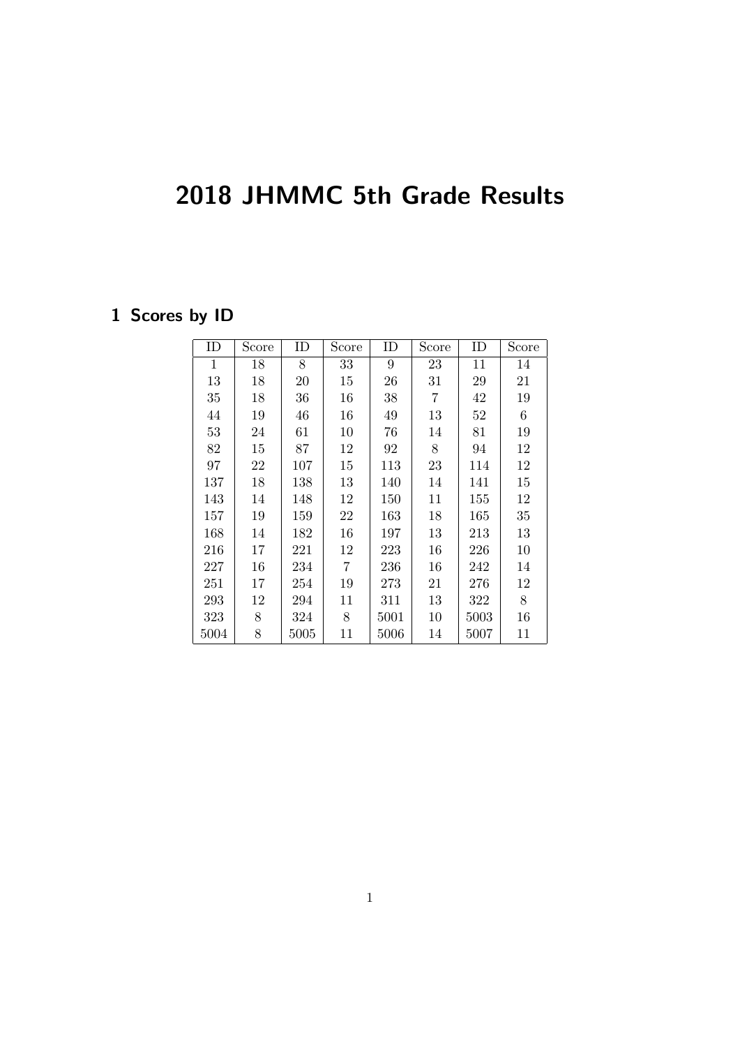# 2018 JHMMC 5th Grade Results

## 1 Scores by ID

| ID | Score | ID | Score | ID | Score | ID | Score |
|---|---|---|---|---|---|---|---|
| 1 | 18 | 8 | 33 | 9 | 23 | 11 | 14 |
| 13 | 18 | 20 | 15 | 26 | 31 | 29 | 21 |
| 35 | 18 | 36 | 16 | 38 | 7 | 42 | 19 |
| 44 | 19 | 46 | 16 | 49 | 13 | 52 | 6 |
| 53 | 24 | 61 | 10 | 76 | 14 | 81 | 19 |
| 82 | 15 | 87 | 12 | 92 | 8 | 94 | 12 |
| 97 | 22 | 107 | 15 | 113 | 23 | 114 | 12 |
| 137 | 18 | 138 | 13 | 140 | 14 | 141 | 15 |
| 143 | 14 | 148 | 12 | 150 | 11 | 155 | 12 |
| 157 | 19 | 159 | 22 | 163 | 18 | 165 | 35 |
| 168 | 14 | 182 | 16 | 197 | 13 | 213 | 13 |
| 216 | 17 | 221 | 12 | 223 | 16 | 226 | 10 |
| 227 | 16 | 234 | 7 | 236 | 16 | 242 | 14 |
| 251 | 17 | 254 | 19 | 273 | 21 | 276 | 12 |
| 293 | 12 | 294 | 11 | 311 | 13 | 322 | 8 |
| 323 | 8 | 324 | 8 | 5001 | 10 | 5003 | 16 |
| 5004 | 8 | 5005 | 11 | 5006 | 14 | 5007 | 11 |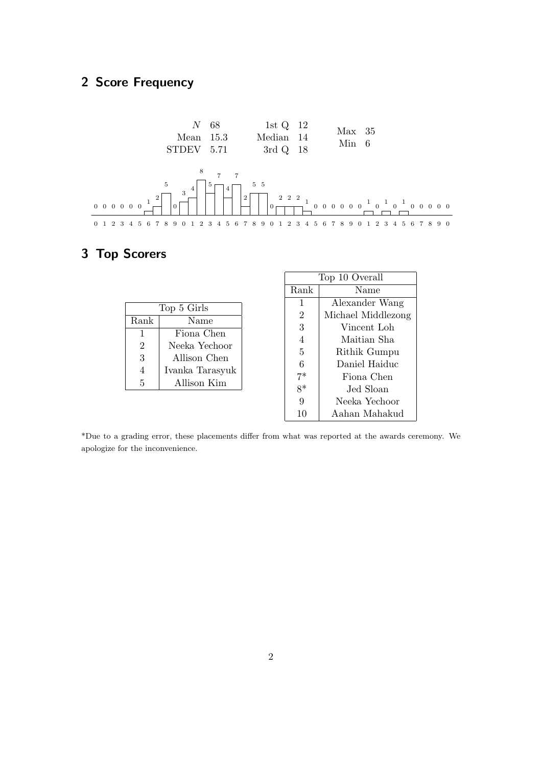## 2 Score Frequency

$N$ 68
Mean 15.3
STDEV 5.71

1st Q 12
Median 14
3rd Q 18

Max 35
Min 6

0 0 0 0 0 0 1 2 5 0 3 4 8 5 7 4 7 2 5 5 0 2 2 2 1 0 0 0 0 0 0 1 0 1 0 1 0 0 0 0 0

0 1 2 3 4 5 6 7 8 9 0 1 2 3 4 5 6 7 8 9 0 1 2 3 4 5 6 7 8 9 0 1 2 3 4 5 6 7 8 9 0

## 3 Top Scorers

| Top 5 Girls | |
|---|---|
| Rank | Name |
| 1 | Fiona Chen |
| 2 | Neeka Yechoor |
| 3 | Allison Chen |
| 4 | Ivanka Tarasyuk |
| 5 | Allison Kim |

| Top 10 Overall | |
|---|---|
| Rank | Name |
| 1 | Alexander Wang |
| 2 | Michael Middlezong |
| 3 | Vincent Loh |
| 4 | Maitian Sha |
| 5 | Rithik Gumpu |
| 6 | Daniel Haiduc |
| 7* | Fiona Chen |
| 8* | Jed Sloan |
| 9 | Neeka Yechoor |
| 10 | Aahan Mahakud |

*Due to a grading error, these placements differ from what was reported at the awards ceremony. We apologize for the inconvenience.